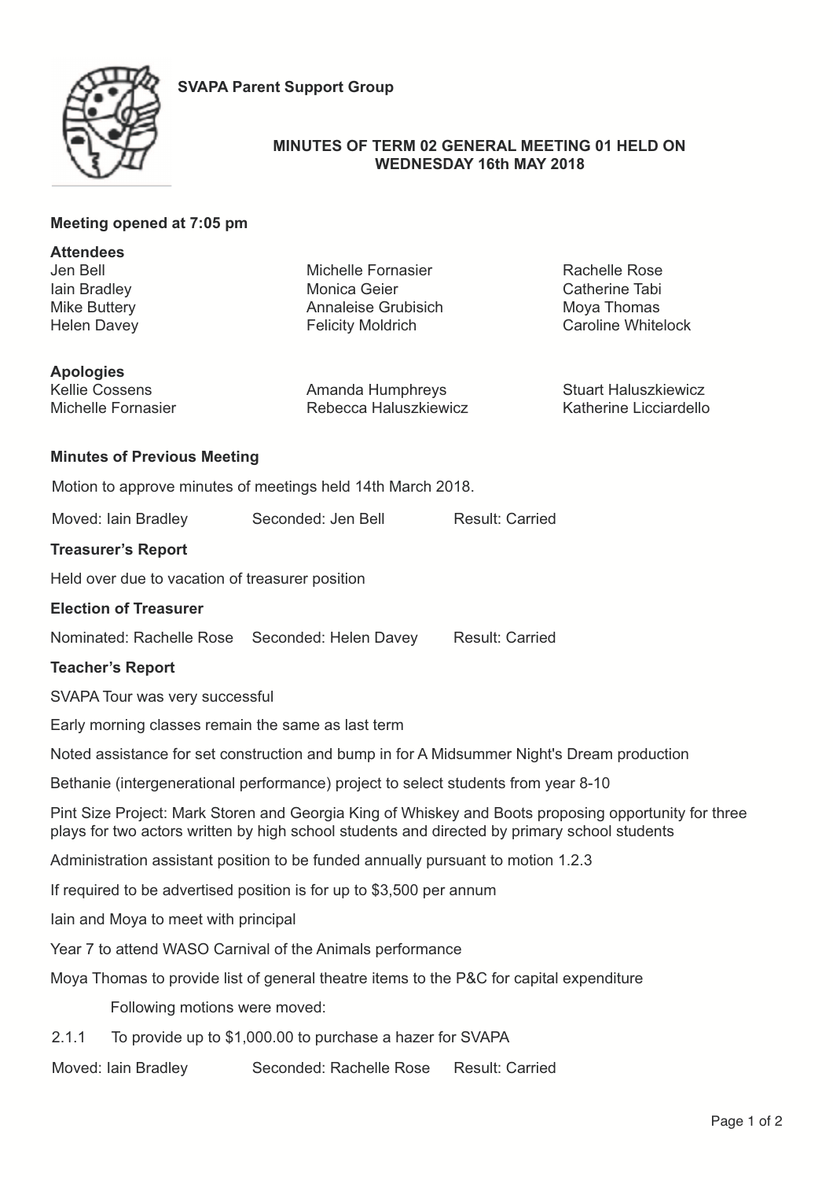**SVAPA Parent Support Group**

## MINUTES OF TERM 02 GENERAL MEETING 01 HELD ON WEDNESDAY 16th MAY 2018

**Meeting opened at 7:05 pm**

**Attendees**

Jen Bell
Iain Bradley
Mike Buttery
Helen Davey
Michelle Fornasier
Monica Geier
Annaleise Grubisich
Felicity Moldrich
Rachelle Rose
Catherine Tabi
Moya Thomas
Caroline Whitelock

**Apologies**

Kellie Cossens
Michelle Fornasier
Amanda Humphreys
Rebecca Haluszkiewicz
Stuart Haluszkiewicz
Katherine Licciardello

**Minutes of Previous Meeting**

Motion to approve minutes of meetings held 14th March 2018.

Moved: Iain Bradley    Seconded: Jen Bell    Result: Carried

**Treasurer's Report**

Held over due to vacation of treasurer position

**Election of Treasurer**

Nominated: Rachelle Rose    Seconded: Helen Davey    Result: Carried

**Teacher's Report**

SVAPA Tour was very successful

Early morning classes remain the same as last term

Noted assistance for set construction and bump in for A Midsummer Night's Dream production

Bethanie (intergenerational performance) project to select students from year 8-10

Pint Size Project: Mark Storen and Georgia King of Whiskey and Boots proposing opportunity for three plays for two actors written by high school students and directed by primary school students

Administration assistant position to be funded annually pursuant to motion 1.2.3

If required to be advertised position is for up to $3,500 per annum

Iain and Moya to meet with principal

Year 7 to attend WASO Carnival of the Animals performance

Moya Thomas to provide list of general theatre items to the P&C for capital expenditure

Following motions were moved:

2.1.1 To provide up to $1,000.00 to purchase a hazer for SVAPA

Moved: Iain Bradley    Seconded: Rachelle Rose    Result: Carried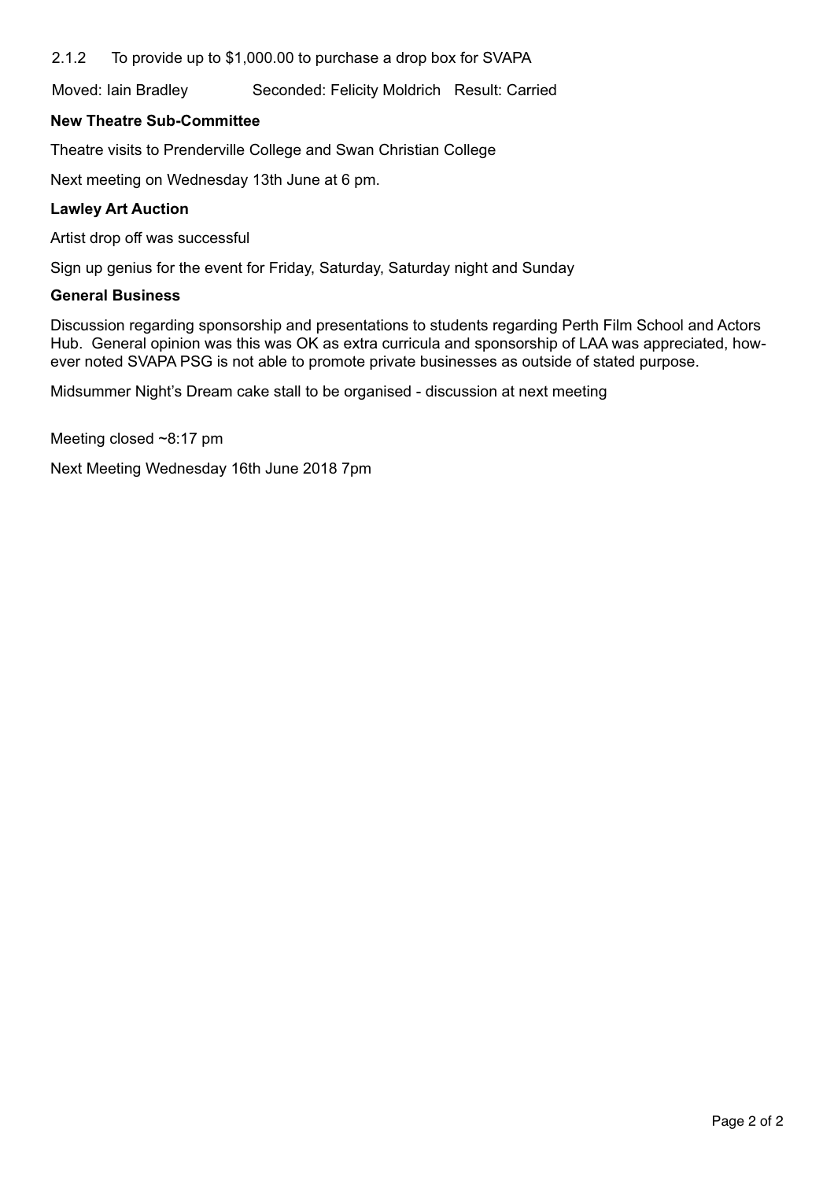2.1.2 To provide up to $1,000.00 to purchase a drop box for SVAPA

Moved: Iain Bradley  Seconded: Felicity Moldrich  Result: Carried

**New Theatre Sub-Committee**

Theatre visits to Prenderville College and Swan Christian College

Next meeting on Wednesday 13th June at 6 pm.

**Lawley Art Auction**

Artist drop off was successful

Sign up genius for the event for Friday, Saturday, Saturday night and Sunday

**General Business**

Discussion regarding sponsorship and presentations to students regarding Perth Film School and Actors Hub. General opinion was this was OK as extra curricula and sponsorship of LAA was appreciated, however noted SVAPA PSG is not able to promote private businesses as outside of stated purpose.

Midsummer Night's Dream cake stall to be organised - discussion at next meeting

Meeting closed ~8:17 pm

Next Meeting Wednesday 16th June 2018 7pm